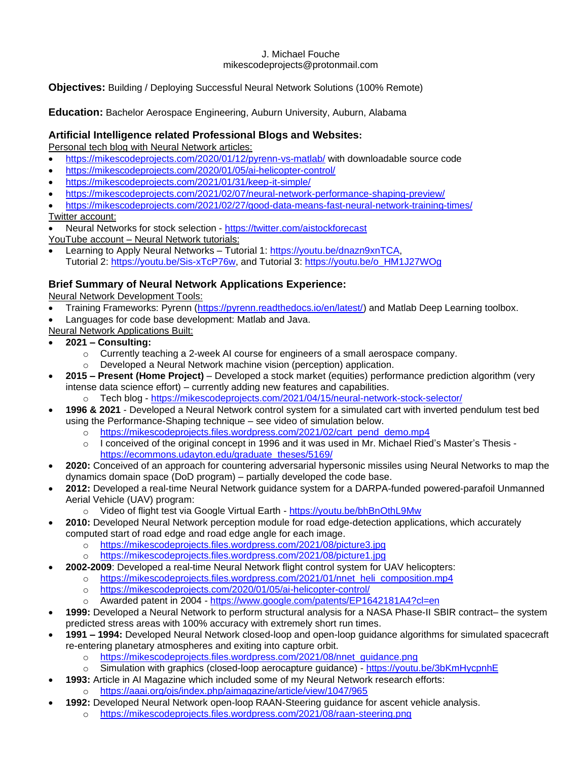J. Michael Fouche
mikescodeprojects@protonmail.com

**Objectives:** Building / Deploying Successful Neural Network Solutions (100% Remote)

**Education:** Bachelor Aerospace Engineering, Auburn University, Auburn, Alabama

## Artificial Intelligence related Professional Blogs and Websites:

Personal tech blog with Neural Network articles:

- https://mikescodeprojects.com/2020/01/12/pyrenn-vs-matlab/ with downloadable source code
- https://mikescodeprojects.com/2020/01/05/ai-helicopter-control/
- https://mikescodeprojects.com/2021/01/31/keep-it-simple/
- https://mikescodeprojects.com/2021/02/07/neural-network-performance-shaping-preview/
- https://mikescodeprojects.com/2021/02/27/good-data-means-fast-neural-network-training-times/

Twitter account:

- Neural Networks for stock selection - https://twitter.com/aistockforecast

YouTube account – Neural Network tutorials:

- Learning to Apply Neural Networks – Tutorial 1: https://youtu.be/dnazn9xnTCA, Tutorial 2: https://youtu.be/Sis-xTcP76w, and Tutorial 3: https://youtu.be/o_HM1J27WOg

## Brief Summary of Neural Network Applications Experience:

Neural Network Development Tools:

- Training Frameworks: Pyrenn (https://pyrenn.readthedocs.io/en/latest/) and Matlab Deep Learning toolbox.
- Languages for code base development: Matlab and Java.

Neural Network Applications Built:

- **2021 – Consulting:**
  - Currently teaching a 2-week AI course for engineers of a small aerospace company.
  - Developed a Neural Network machine vision (perception) application.
- **2015 – Present (Home Project)** – Developed a stock market (equities) performance prediction algorithm (very intense data science effort) – currently adding new features and capabilities.
  - Tech blog - https://mikescodeprojects.com/2021/04/15/neural-network-stock-selector/
- **1996 & 2021** - Developed a Neural Network control system for a simulated cart with inverted pendulum test bed using the Performance-Shaping technique – see video of simulation below.
  - https://mikescodeprojects.files.wordpress.com/2021/02/cart_pend_demo.mp4
  - I conceived of the original concept in 1996 and it was used in Mr. Michael Ried's Master's Thesis - https://ecommons.udayton.edu/graduate_theses/5169/
- **2020:** Conceived of an approach for countering adversarial hypersonic missiles using Neural Networks to map the dynamics domain space (DoD program) – partially developed the code base.
- **2012:** Developed a real-time Neural Network guidance system for a DARPA-funded powered-parafoil Unmanned Aerial Vehicle (UAV) program:
  - Video of flight test via Google Virtual Earth - https://youtu.be/bhBnOthL9Mw
- **2010:** Developed Neural Network perception module for road edge-detection applications, which accurately computed start of road edge and road edge angle for each image.
  - https://mikescodeprojects.files.wordpress.com/2021/08/picture3.jpg
  - https://mikescodeprojects.files.wordpress.com/2021/08/picture1.jpg
- **2002-2009**: Developed a real-time Neural Network flight control system for UAV helicopters:
  - https://mikescodeprojects.files.wordpress.com/2021/01/nnet_heli_composition.mp4
  - https://mikescodeprojects.com/2020/01/05/ai-helicopter-control/
  - Awarded patent in 2004 - https://www.google.com/patents/EP1642181A4?cl=en
- **1999:** Developed a Neural Network to perform structural analysis for a NASA Phase-II SBIR contract– the system predicted stress areas with 100% accuracy with extremely short run times.
- **1991 – 1994:** Developed Neural Network closed-loop and open-loop guidance algorithms for simulated spacecraft re-entering planetary atmospheres and exiting into capture orbit.
  - https://mikescodeprojects.files.wordpress.com/2021/08/nnet_guidance.png
  - Simulation with graphics (closed-loop aerocapture guidance) - https://youtu.be/3bKmHycpnhE
- **1993:** Article in AI Magazine which included some of my Neural Network research efforts:
  - https://aaai.org/ojs/index.php/aimagazine/article/view/1047/965
- **1992:** Developed Neural Network open-loop RAAN-Steering guidance for ascent vehicle analysis.
  - https://mikescodeprojects.files.wordpress.com/2021/08/raan-steering.png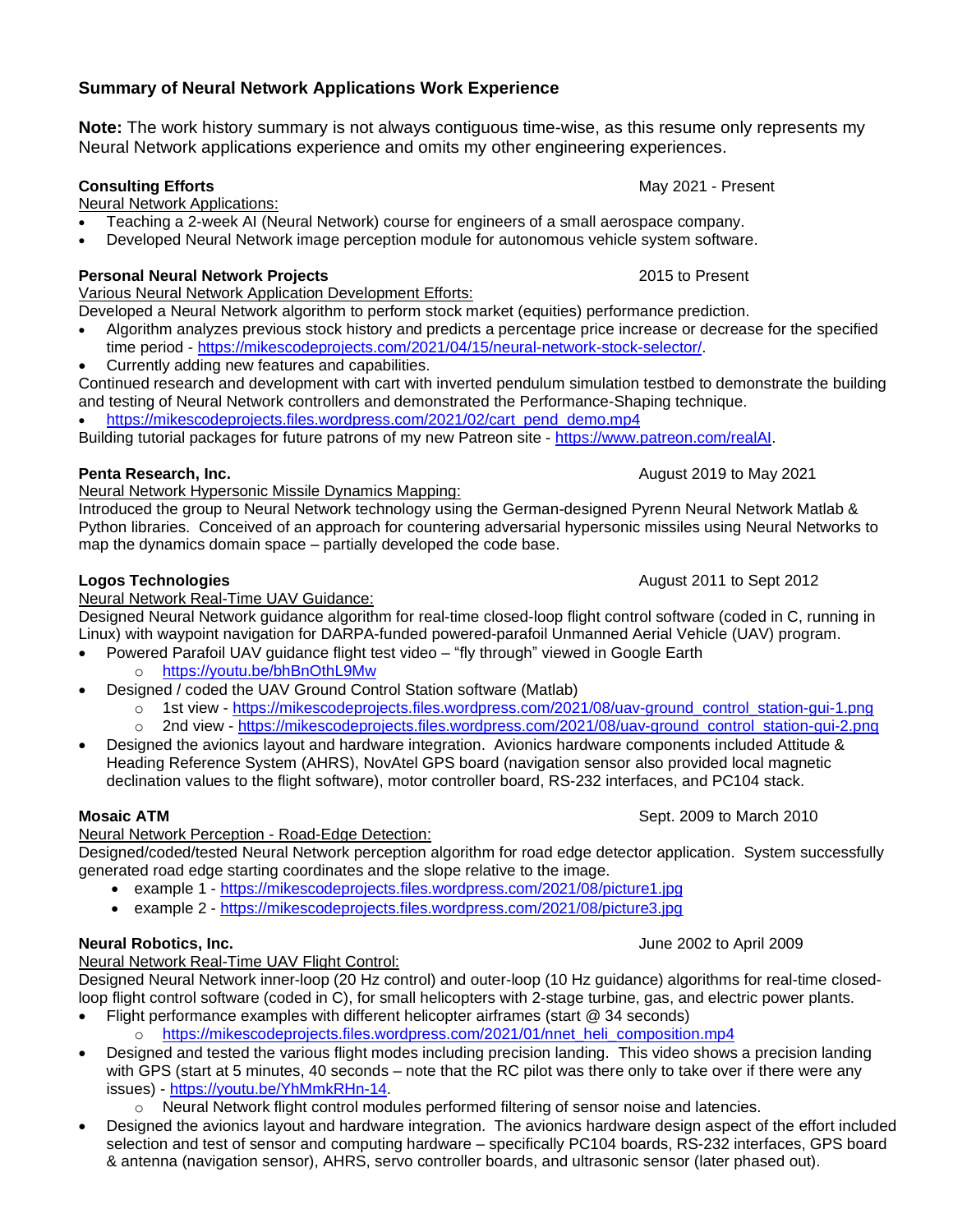## Summary of Neural Network Applications Work Experience

**Note:** The work history summary is not always contiguous time-wise, as this resume only represents my Neural Network applications experience and omits my other engineering experiences.

**Consulting Efforts** May 2021 - Present

Neural Network Applications:

- Teaching a 2-week AI (Neural Network) course for engineers of a small aerospace company.
- Developed Neural Network image perception module for autonomous vehicle system software.

**Personal Neural Network Projects** 2015 to Present

Various Neural Network Application Development Efforts:

Developed a Neural Network algorithm to perform stock market (equities) performance prediction.

- Algorithm analyzes previous stock history and predicts a percentage price increase or decrease for the specified time period - https://mikescodeprojects.com/2021/04/15/neural-network-stock-selector/.
- Currently adding new features and capabilities.

Continued research and development with cart with inverted pendulum simulation testbed to demonstrate the building and testing of Neural Network controllers and demonstrated the Performance-Shaping technique.

- https://mikescodeprojects.files.wordpress.com/2021/02/cart_pend_demo.mp4

Building tutorial packages for future patrons of my new Patreon site - https://www.patreon.com/realAI.

**Penta Research, Inc.** August 2019 to May 2021

Neural Network Hypersonic Missile Dynamics Mapping:

Introduced the group to Neural Network technology using the German-designed Pyrenn Neural Network Matlab & Python libraries. Conceived of an approach for countering adversarial hypersonic missiles using Neural Networks to map the dynamics domain space – partially developed the code base.

**Logos Technologies** August 2011 to Sept 2012

Neural Network Real-Time UAV Guidance:

Designed Neural Network guidance algorithm for real-time closed-loop flight control software (coded in C, running in Linux) with waypoint navigation for DARPA-funded powered-parafoil Unmanned Aerial Vehicle (UAV) program.

- Powered Parafoil UAV guidance flight test video – "fly through" viewed in Google Earth
  - https://youtu.be/bhBnOthL9Mw
- Designed / coded the UAV Ground Control Station software (Matlab)
  - 1st view - https://mikescodeprojects.files.wordpress.com/2021/08/uav-ground_control_station-gui-1.png
  - 2nd view - https://mikescodeprojects.files.wordpress.com/2021/08/uav-ground_control_station-gui-2.png
- Designed the avionics layout and hardware integration. Avionics hardware components included Attitude & Heading Reference System (AHRS), NovAtel GPS board (navigation sensor also provided local magnetic declination values to the flight software), motor controller board, RS-232 interfaces, and PC104 stack.

**Mosaic ATM** Sept. 2009 to March 2010

Neural Network Perception - Road-Edge Detection:

Designed/coded/tested Neural Network perception algorithm for road edge detector application. System successfully generated road edge starting coordinates and the slope relative to the image.

- example 1 - https://mikescodeprojects.files.wordpress.com/2021/08/picture1.jpg
- example 2 - https://mikescodeprojects.files.wordpress.com/2021/08/picture3.jpg

**Neural Robotics, Inc.** June 2002 to April 2009

Neural Network Real-Time UAV Flight Control:

Designed Neural Network inner-loop (20 Hz control) and outer-loop (10 Hz guidance) algorithms for real-time closed-loop flight control software (coded in C), for small helicopters with 2-stage turbine, gas, and electric power plants.

- Flight performance examples with different helicopter airframes (start @ 34 seconds)
  - https://mikescodeprojects.files.wordpress.com/2021/01/nnet_heli_composition.mp4
- Designed and tested the various flight modes including precision landing. This video shows a precision landing with GPS (start at 5 minutes, 40 seconds – note that the RC pilot was there only to take over if there were any issues) - https://youtu.be/YhMmkRHn-14.
  - Neural Network flight control modules performed filtering of sensor noise and latencies.
- Designed the avionics layout and hardware integration. The avionics hardware design aspect of the effort included selection and test of sensor and computing hardware – specifically PC104 boards, RS-232 interfaces, GPS board & antenna (navigation sensor), AHRS, servo controller boards, and ultrasonic sensor (later phased out).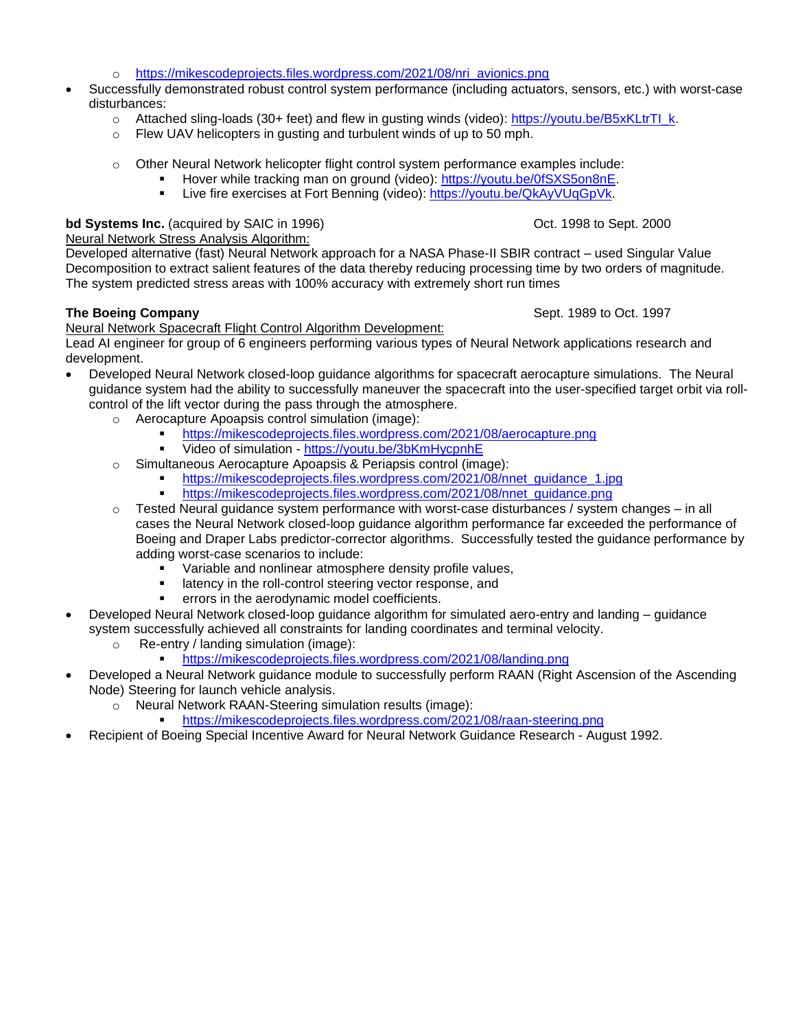- https://mikescodeprojects.files.wordpress.com/2021/08/nri_avionics.png
- Successfully demonstrated robust control system performance (including actuators, sensors, etc.) with worst-case disturbances:
    - Attached sling-loads (30+ feet) and flew in gusting winds (video): https://youtu.be/B5xKLtrTI_k.
    - Flew UAV helicopters in gusting and turbulent winds of up to 50 mph.
    - Other Neural Network helicopter flight control system performance examples include:
        - Hover while tracking man on ground (video): https://youtu.be/0fSXS5on8nE.
        - Live fire exercises at Fort Benning (video): https://youtu.be/QkAyVUqGpVk.

**bd Systems Inc.** (acquired by SAIC in 1996) Oct. 1998 to Sept. 2000

Neural Network Stress Analysis Algorithm:

Developed alternative (fast) Neural Network approach for a NASA Phase-II SBIR contract – used Singular Value Decomposition to extract salient features of the data thereby reducing processing time by two orders of magnitude. The system predicted stress areas with 100% accuracy with extremely short run times

**The Boeing Company** Sept. 1989 to Oct. 1997

Neural Network Spacecraft Flight Control Algorithm Development:

Lead AI engineer for group of 6 engineers performing various types of Neural Network applications research and development.

- Developed Neural Network closed-loop guidance algorithms for spacecraft aerocapture simulations. The Neural guidance system had the ability to successfully maneuver the spacecraft into the user-specified target orbit via roll-control of the lift vector during the pass through the atmosphere.
    - Aerocapture Apoapsis control simulation (image):
        - https://mikescodeprojects.files.wordpress.com/2021/08/aerocapture.png
        - Video of simulation - https://youtu.be/3bKmHycpnhE
    - Simultaneous Aerocapture Apoapsis & Periapsis control (image):
        - https://mikescodeprojects.files.wordpress.com/2021/08/nnet_guidance_1.jpg
        - https://mikescodeprojects.files.wordpress.com/2021/08/nnet_guidance.png
    - Tested Neural guidance system performance with worst-case disturbances / system changes – in all cases the Neural Network closed-loop guidance algorithm performance far exceeded the performance of Boeing and Draper Labs predictor-corrector algorithms. Successfully tested the guidance performance by adding worst-case scenarios to include:
        - Variable and nonlinear atmosphere density profile values,
        - latency in the roll-control steering vector response, and
        - errors in the aerodynamic model coefficients.
- Developed Neural Network closed-loop guidance algorithm for simulated aero-entry and landing – guidance system successfully achieved all constraints for landing coordinates and terminal velocity.
    - Re-entry / landing simulation (image):
        - https://mikescodeprojects.files.wordpress.com/2021/08/landing.png
- Developed a Neural Network guidance module to successfully perform RAAN (Right Ascension of the Ascending Node) Steering for launch vehicle analysis.
    - Neural Network RAAN-Steering simulation results (image):
        - https://mikescodeprojects.files.wordpress.com/2021/08/raan-steering.png
- Recipient of Boeing Special Incentive Award for Neural Network Guidance Research - August 1992.